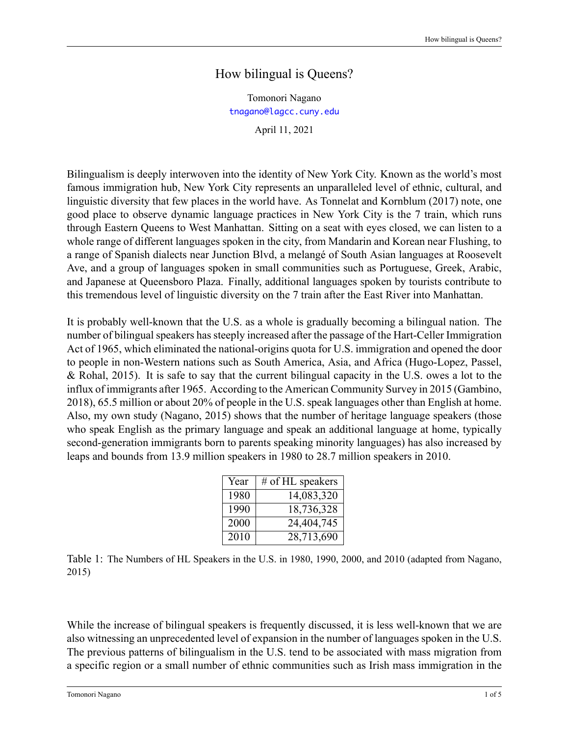# How bilingual is Queens?

Tomonori Nagano
tnagano@lagcc.cuny.edu

April 11, 2021

Bilingualism is deeply interwoven into the identity of New York City. Known as the world's most famous immigration hub, New York City represents an unparalleled level of ethnic, cultural, and linguistic diversity that few places in the world have. As Tonnelat and Kornblum (2017) note, one good place to observe dynamic language practices in New York City is the 7 train, which runs through Eastern Queens to West Manhattan. Sitting on a seat with eyes closed, we can listen to a whole range of different languages spoken in the city, from Mandarin and Korean near Flushing, to a range of Spanish dialects near Junction Blvd, a melangé of South Asian languages at Roosevelt Ave, and a group of languages spoken in small communities such as Portuguese, Greek, Arabic, and Japanese at Queensboro Plaza. Finally, additional languages spoken by tourists contribute to this tremendous level of linguistic diversity on the 7 train after the East River into Manhattan.

It is probably well-known that the U.S. as a whole is gradually becoming a bilingual nation. The number of bilingual speakers has steeply increased after the passage of the Hart-Celler Immigration Act of 1965, which eliminated the national-origins quota for U.S. immigration and opened the door to people in non-Western nations such as South America, Asia, and Africa (Hugo-Lopez, Passel, & Rohal, 2015). It is safe to say that the current bilingual capacity in the U.S. owes a lot to the influx of immigrants after 1965. According to the American Community Survey in 2015 (Gambino, 2018), 65.5 million or about 20% of people in the U.S. speak languages other than English at home. Also, my own study (Nagano, 2015) shows that the number of heritage language speakers (those who speak English as the primary language and speak an additional language at home, typically second-generation immigrants born to parents speaking minority languages) has also increased by leaps and bounds from 13.9 million speakers in 1980 to 28.7 million speakers in 2010.

| Year | # of HL speakers |
|---|---:|
| 1980 | 14,083,320 |
| 1990 | 18,736,328 |
| 2000 | 24,404,745 |
| 2010 | 28,713,690 |

Table 1: The Numbers of HL Speakers in the U.S. in 1980, 1990, 2000, and 2010 (adapted from Nagano, 2015)

While the increase of bilingual speakers is frequently discussed, it is less well-known that we are also witnessing an unprecedented level of expansion in the number of languages spoken in the U.S. The previous patterns of bilingualism in the U.S. tend to be associated with mass migration from a specific region or a small number of ethnic communities such as Irish mass immigration in the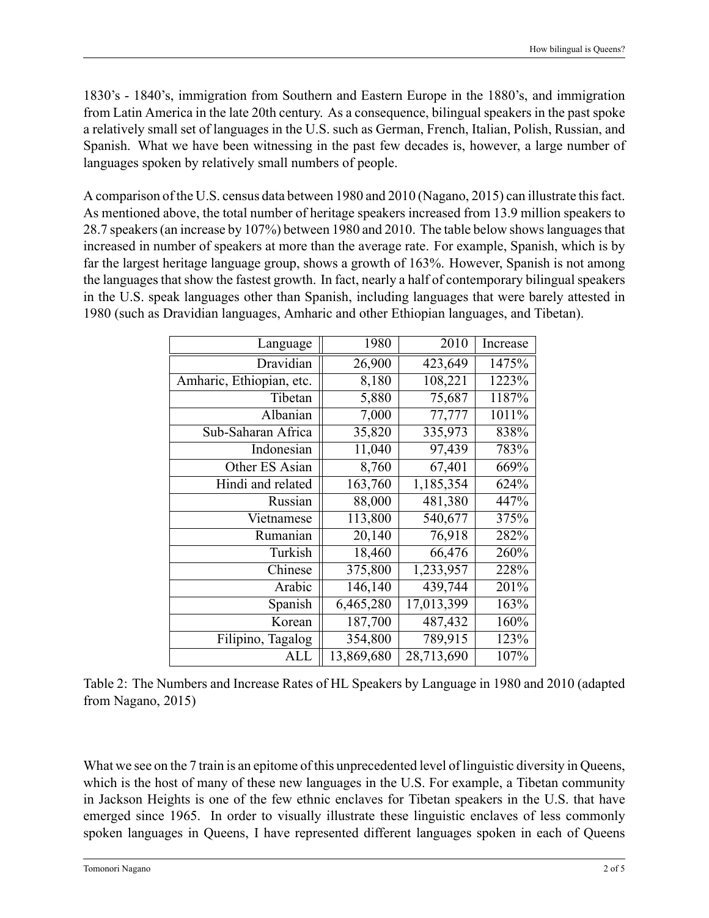1830's - 1840's, immigration from Southern and Eastern Europe in the 1880's, and immigration from Latin America in the late 20th century. As a consequence, bilingual speakers in the past spoke a relatively small set of languages in the U.S. such as German, French, Italian, Polish, Russian, and Spanish. What we have been witnessing in the past few decades is, however, a large number of languages spoken by relatively small numbers of people.

A comparison of the U.S. census data between 1980 and 2010 (Nagano, 2015) can illustrate this fact. As mentioned above, the total number of heritage speakers increased from 13.9 million speakers to 28.7 speakers (an increase by 107%) between 1980 and 2010. The table below shows languages that increased in number of speakers at more than the average rate. For example, Spanish, which is by far the largest heritage language group, shows a growth of 163%. However, Spanish is not among the languages that show the fastest growth. In fact, nearly a half of contemporary bilingual speakers in the U.S. speak languages other than Spanish, including languages that were barely attested in 1980 (such as Dravidian languages, Amharic and other Ethiopian languages, and Tibetan).

| Language | 1980 | 2010 | Increase |
|---:|---:|---:|---:|
| Dravidian | 26,900 | 423,649 | 1475% |
| Amharic, Ethiopian, etc. | 8,180 | 108,221 | 1223% |
| Tibetan | 5,880 | 75,687 | 1187% |
| Albanian | 7,000 | 77,777 | 1011% |
| Sub-Saharan Africa | 35,820 | 335,973 | 838% |
| Indonesian | 11,040 | 97,439 | 783% |
| Other ES Asian | 8,760 | 67,401 | 669% |
| Hindi and related | 163,760 | 1,185,354 | 624% |
| Russian | 88,000 | 481,380 | 447% |
| Vietnamese | 113,800 | 540,677 | 375% |
| Rumanian | 20,140 | 76,918 | 282% |
| Turkish | 18,460 | 66,476 | 260% |
| Chinese | 375,800 | 1,233,957 | 228% |
| Arabic | 146,140 | 439,744 | 201% |
| Spanish | 6,465,280 | 17,013,399 | 163% |
| Korean | 187,700 | 487,432 | 160% |
| Filipino, Tagalog | 354,800 | 789,915 | 123% |
| ALL | 13,869,680 | 28,713,690 | 107% |

Table 2: The Numbers and Increase Rates of HL Speakers by Language in 1980 and 2010 (adapted from Nagano, 2015)

What we see on the 7 train is an epitome of this unprecedented level of linguistic diversity in Queens, which is the host of many of these new languages in the U.S. For example, a Tibetan community in Jackson Heights is one of the few ethnic enclaves for Tibetan speakers in the U.S. that have emerged since 1965. In order to visually illustrate these linguistic enclaves of less commonly spoken languages in Queens, I have represented different languages spoken in each of Queens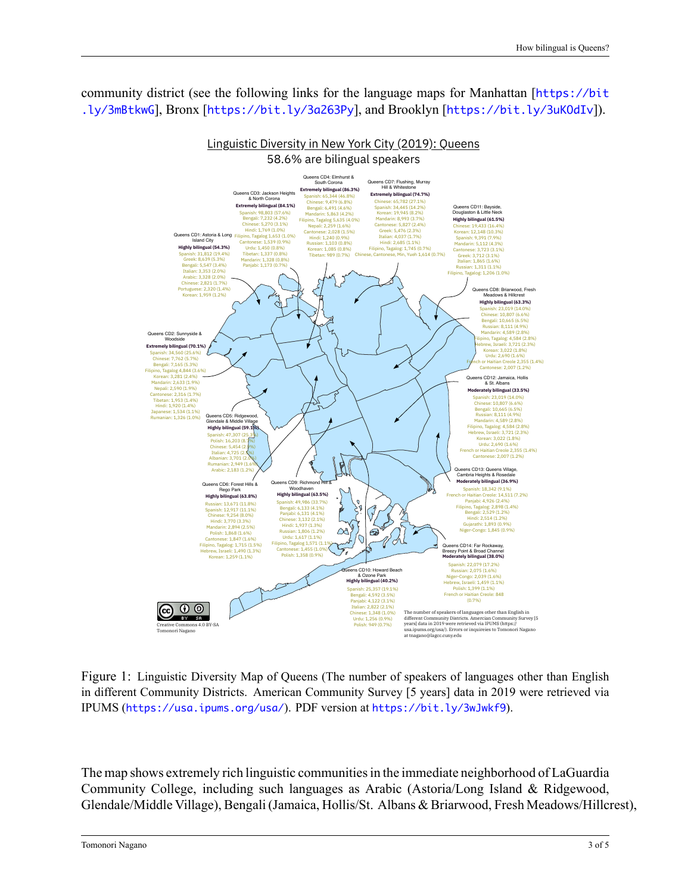community district (see the following links for the language maps for Manhattan [https://bit.ly/3mBtkwG], Bronx [https://bit.ly/3a263Py], and Brooklyn [https://bit.ly/3uKOdIv]).

Figure 1: Linguistic Diversity Map of Queens (The number of speakers of languages other than English in different Community Districts. American Community Survey [5 years] data in 2019 were retrieved via IPUMS (https://usa.ipums.org/usa/). PDF version at https://bit.ly/3wJwkf9).

The map shows extremely rich linguistic communities in the immediate neighborhood of LaGuardia Community College, including such languages as Arabic (Astoria/Long Island & Ridgewood, Glendale/Middle Village), Bengali (Jamaica, Hollis/St. Albans & Briarwood, Fresh Meadows/Hillcrest),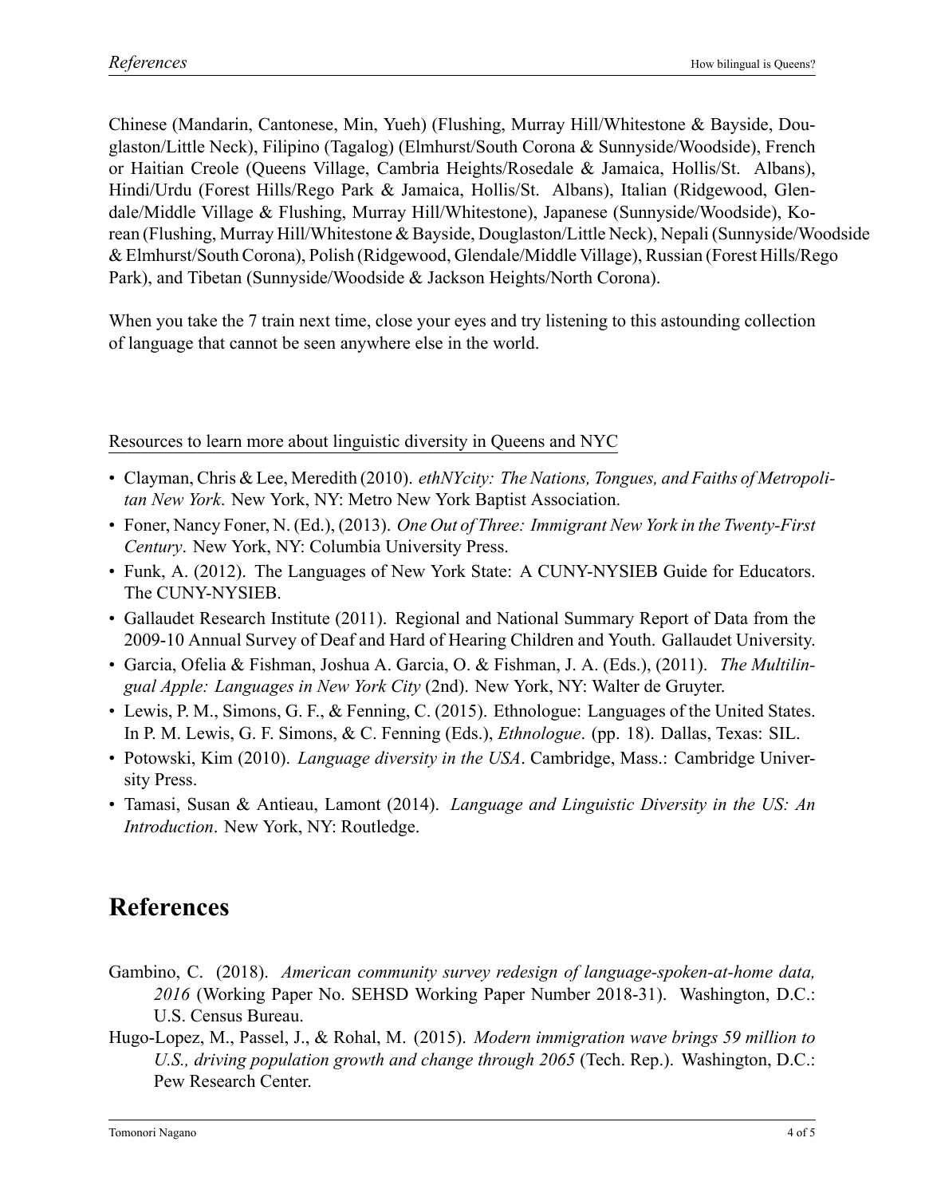Chinese (Mandarin, Cantonese, Min, Yueh) (Flushing, Murray Hill/Whitestone & Bayside, Douglaston/Little Neck), Filipino (Tagalog) (Elmhurst/South Corona & Sunnyside/Woodside), French or Haitian Creole (Queens Village, Cambria Heights/Rosedale & Jamaica, Hollis/St. Albans), Hindi/Urdu (Forest Hills/Rego Park & Jamaica, Hollis/St. Albans), Italian (Ridgewood, Glendale/Middle Village & Flushing, Murray Hill/Whitestone), Japanese (Sunnyside/Woodside), Korean (Flushing, Murray Hill/Whitestone & Bayside, Douglaston/Little Neck), Nepali (Sunnyside/Woodside & Elmhurst/South Corona), Polish (Ridgewood, Glendale/Middle Village), Russian (Forest Hills/Rego Park), and Tibetan (Sunnyside/Woodside & Jackson Heights/North Corona).

When you take the 7 train next time, close your eyes and try listening to this astounding collection of language that cannot be seen anywhere else in the world.

Resources to learn more about linguistic diversity in Queens and NYC

- Clayman, Chris & Lee, Meredith (2010). *ethNYcity: The Nations, Tongues, and Faiths of Metropolitan New York*. New York, NY: Metro New York Baptist Association.
- Foner, Nancy Foner, N. (Ed.), (2013). *One Out of Three: Immigrant New York in the Twenty-First Century*. New York, NY: Columbia University Press.
- Funk, A. (2012). The Languages of New York State: A CUNY-NYSIEB Guide for Educators. The CUNY-NYSIEB.
- Gallaudet Research Institute (2011). Regional and National Summary Report of Data from the 2009-10 Annual Survey of Deaf and Hard of Hearing Children and Youth. Gallaudet University.
- Garcia, Ofelia & Fishman, Joshua A. Garcia, O. & Fishman, J. A. (Eds.), (2011). *The Multilingual Apple: Languages in New York City* (2nd). New York, NY: Walter de Gruyter.
- Lewis, P. M., Simons, G. F., & Fenning, C. (2015). Ethnologue: Languages of the United States. In P. M. Lewis, G. F. Simons, & C. Fenning (Eds.), *Ethnologue*. (pp. 18). Dallas, Texas: SIL.
- Potowski, Kim (2010). *Language diversity in the USA*. Cambridge, Mass.: Cambridge University Press.
- Tamasi, Susan & Antieau, Lamont (2014). *Language and Linguistic Diversity in the US: An Introduction*. New York, NY: Routledge.

# References

Gambino, C. (2018). *American community survey redesign of language-spoken-at-home data, 2016* (Working Paper No. SEHSD Working Paper Number 2018-31). Washington, D.C.: U.S. Census Bureau.

Hugo-Lopez, M., Passel, J., & Rohal, M. (2015). *Modern immigration wave brings 59 million to U.S., driving population growth and change through 2065* (Tech. Rep.). Washington, D.C.: Pew Research Center.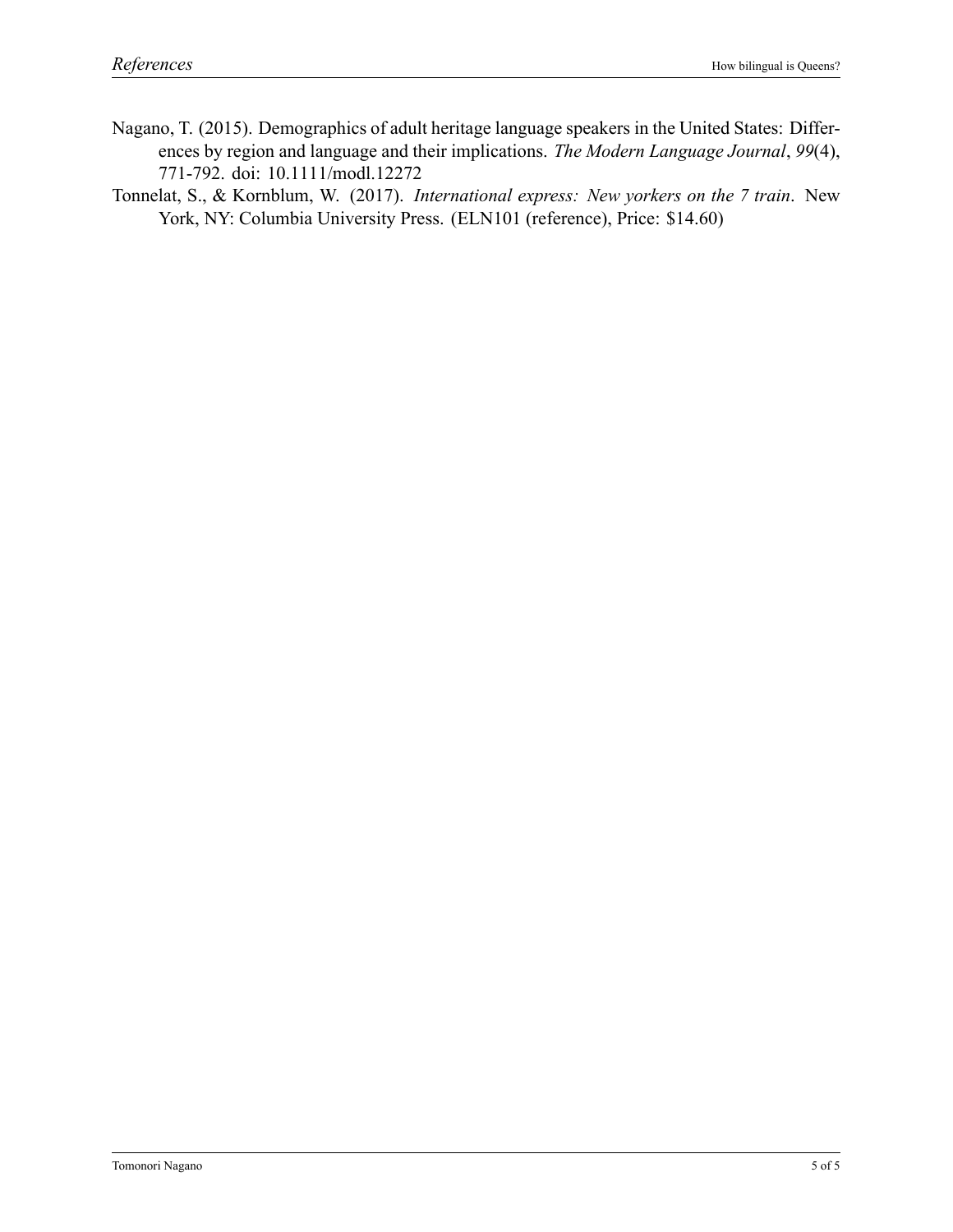Nagano, T. (2015). Demographics of adult heritage language speakers in the United States: Differences by region and language and their implications. *The Modern Language Journal*, *99*(4), 771-792. doi: 10.1111/modl.12272

Tonnelat, S., & Kornblum, W. (2017). *International express: New yorkers on the 7 train*. New York, NY: Columbia University Press. (ELN101 (reference), Price: $14.60)